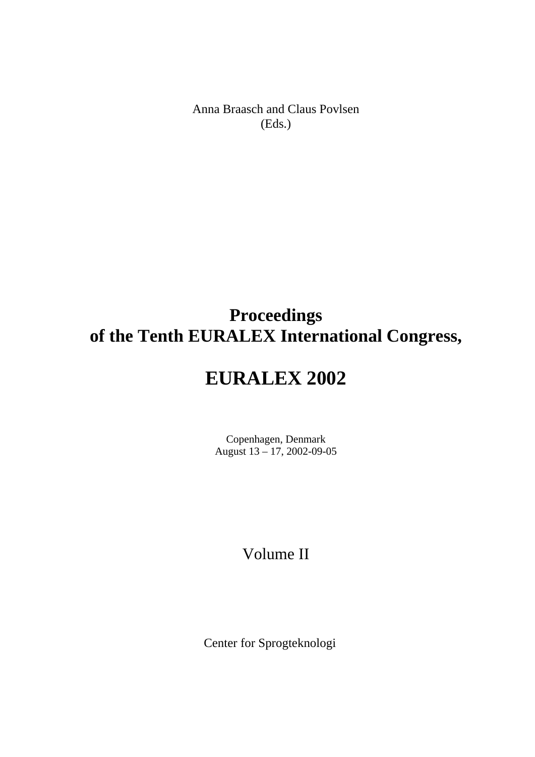Anna Braasch and Claus Povlsen
(Eds.)

# Proceedings
# of the Tenth EURALEX International Congress,

# EURALEX 2002

Copenhagen, Denmark
August 13 – 17, 2002-09-05

Volume II

Center for Sprogteknologi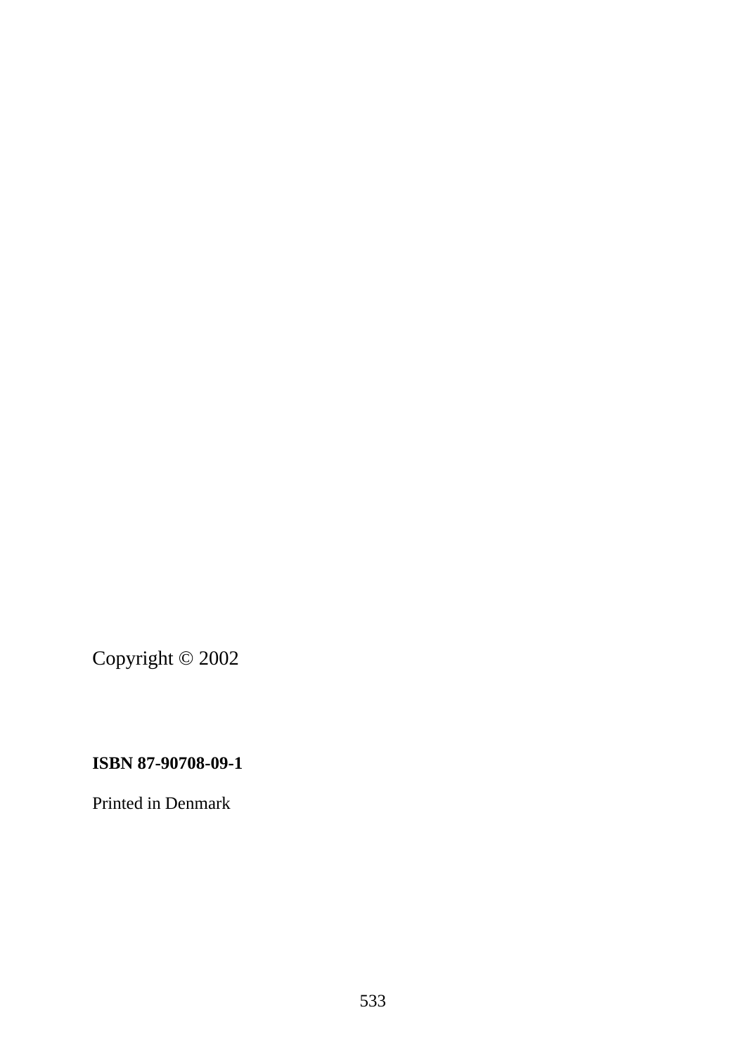Copyright © 2002

**ISBN 87-90708-09-1**

Printed in Denmark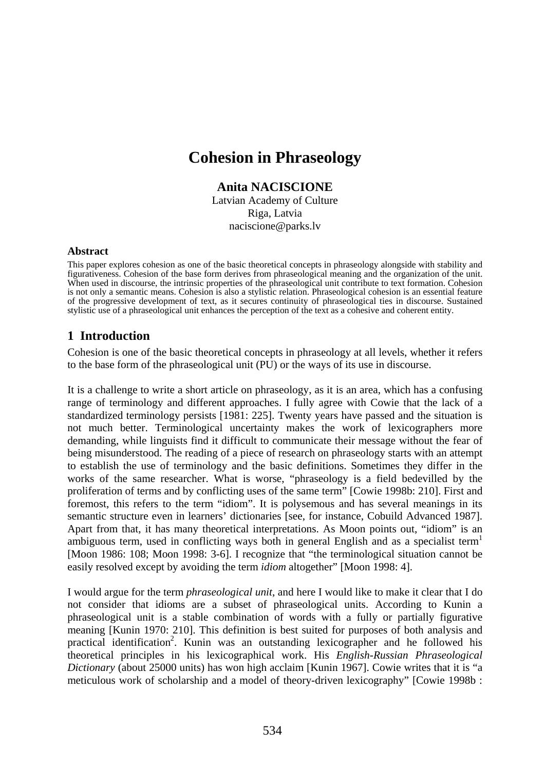# Cohesion in Phraseology

**Anita NACISCIONE**
Latvian Academy of Culture
Riga, Latvia
naciscione@parks.lv

### Abstract

This paper explores cohesion as one of the basic theoretical concepts in phraseology alongside with stability and figurativeness. Cohesion of the base form derives from phraseological meaning and the organization of the unit. When used in discourse, the intrinsic properties of the phraseological unit contribute to text formation. Cohesion is not only a semantic means. Cohesion is also a stylistic relation. Phraseological cohesion is an essential feature of the progressive development of text, as it secures continuity of phraseological ties in discourse. Sustained stylistic use of a phraseological unit enhances the perception of the text as a cohesive and coherent entity.

## 1 Introduction

Cohesion is one of the basic theoretical concepts in phraseology at all levels, whether it refers to the base form of the phraseological unit (PU) or the ways of its use in discourse.

It is a challenge to write a short article on phraseology, as it is an area, which has a confusing range of terminology and different approaches. I fully agree with Cowie that the lack of a standardized terminology persists [1981: 225]. Twenty years have passed and the situation is not much better. Terminological uncertainty makes the work of lexicographers more demanding, while linguists find it difficult to communicate their message without the fear of being misunderstood. The reading of a piece of research on phraseology starts with an attempt to establish the use of terminology and the basic definitions. Sometimes they differ in the works of the same researcher. What is worse, "phraseology is a field bedevilled by the proliferation of terms and by conflicting uses of the same term" [Cowie 1998b: 210]. First and foremost, this refers to the term "idiom". It is polysemous and has several meanings in its semantic structure even in learners' dictionaries [see, for instance, Cobuild Advanced 1987]. Apart from that, it has many theoretical interpretations. As Moon points out, "idiom" is an ambiguous term, used in conflicting ways both in general English and as a specialist term[1] [Moon 1986: 108; Moon 1998: 3-6]. I recognize that "the terminological situation cannot be easily resolved except by avoiding the term *idiom* altogether" [Moon 1998: 4].

I would argue for the term *phraseological unit*, and here I would like to make it clear that I do not consider that idioms are a subset of phraseological units. According to Kunin a phraseological unit is a stable combination of words with a fully or partially figurative meaning [Kunin 1970: 210]. This definition is best suited for purposes of both analysis and practical identification[2]. Kunin was an outstanding lexicographer and he followed his theoretical principles in his lexicographical work. His *English-Russian Phraseological Dictionary* (about 25000 units) has won high acclaim [Kunin 1967]. Cowie writes that it is "a meticulous work of scholarship and a model of theory-driven lexicography" [Cowie 1998b :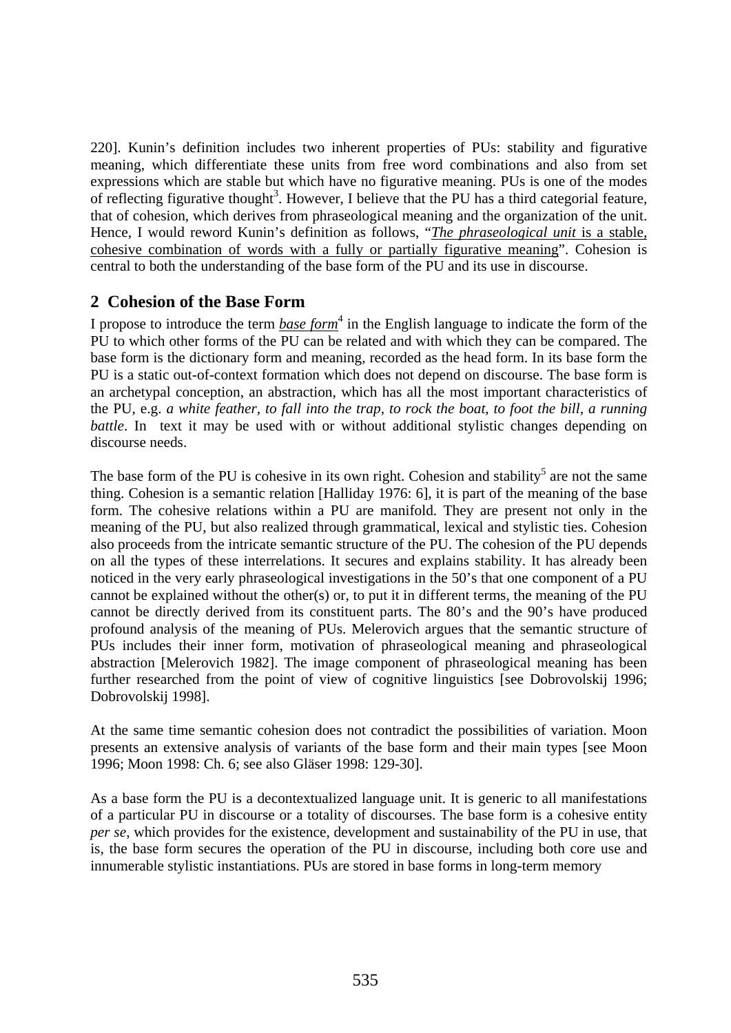220]. Kunin's definition includes two inherent properties of PUs: stability and figurative meaning, which differentiate these units from free word combinations and also from set expressions which are stable but which have no figurative meaning. PUs is one of the modes of reflecting figurative thought[3]. However, I believe that the PU has a third categorial feature, that of cohesion, which derives from phraseological meaning and the organization of the unit. Hence, I would reword Kunin's definition as follows, "*The phraseological unit* is a stable, cohesive combination of words with a fully or partially figurative meaning". Cohesion is central to both the understanding of the base form of the PU and its use in discourse.

## 2 Cohesion of the Base Form

I propose to introduce the term *base form*[4] in the English language to indicate the form of the PU to which other forms of the PU can be related and with which they can be compared. The base form is the dictionary form and meaning, recorded as the head form. In its base form the PU is a static out-of-context formation which does not depend on discourse. The base form is an archetypal conception, an abstraction, which has all the most important characteristics of the PU, e.g. *a white feather, to fall into the trap, to rock the boat, to foot the bill, a running battle*. In text it may be used with or without additional stylistic changes depending on discourse needs.

The base form of the PU is cohesive in its own right. Cohesion and stability[5] are not the same thing. Cohesion is a semantic relation [Halliday 1976: 6], it is part of the meaning of the base form. The cohesive relations within a PU are manifold. They are present not only in the meaning of the PU, but also realized through grammatical, lexical and stylistic ties. Cohesion also proceeds from the intricate semantic structure of the PU. The cohesion of the PU depends on all the types of these interrelations. It secures and explains stability. It has already been noticed in the very early phraseological investigations in the 50's that one component of a PU cannot be explained without the other(s) or, to put it in different terms, the meaning of the PU cannot be directly derived from its constituent parts. The 80's and the 90's have produced profound analysis of the meaning of PUs. Melerovich argues that the semantic structure of PUs includes their inner form, motivation of phraseological meaning and phraseological abstraction [Melerovich 1982]. The image component of phraseological meaning has been further researched from the point of view of cognitive linguistics [see Dobrovolskij 1996; Dobrovolskij 1998].

At the same time semantic cohesion does not contradict the possibilities of variation. Moon presents an extensive analysis of variants of the base form and their main types [see Moon 1996; Moon 1998: Ch. 6; see also Gläser 1998: 129-30].

As a base form the PU is a decontextualized language unit. It is generic to all manifestations of a particular PU in discourse or a totality of discourses. The base form is a cohesive entity *per se*, which provides for the existence, development and sustainability of the PU in use, that is, the base form secures the operation of the PU in discourse, including both core use and innumerable stylistic instantiations. PUs are stored in base forms in long-term memory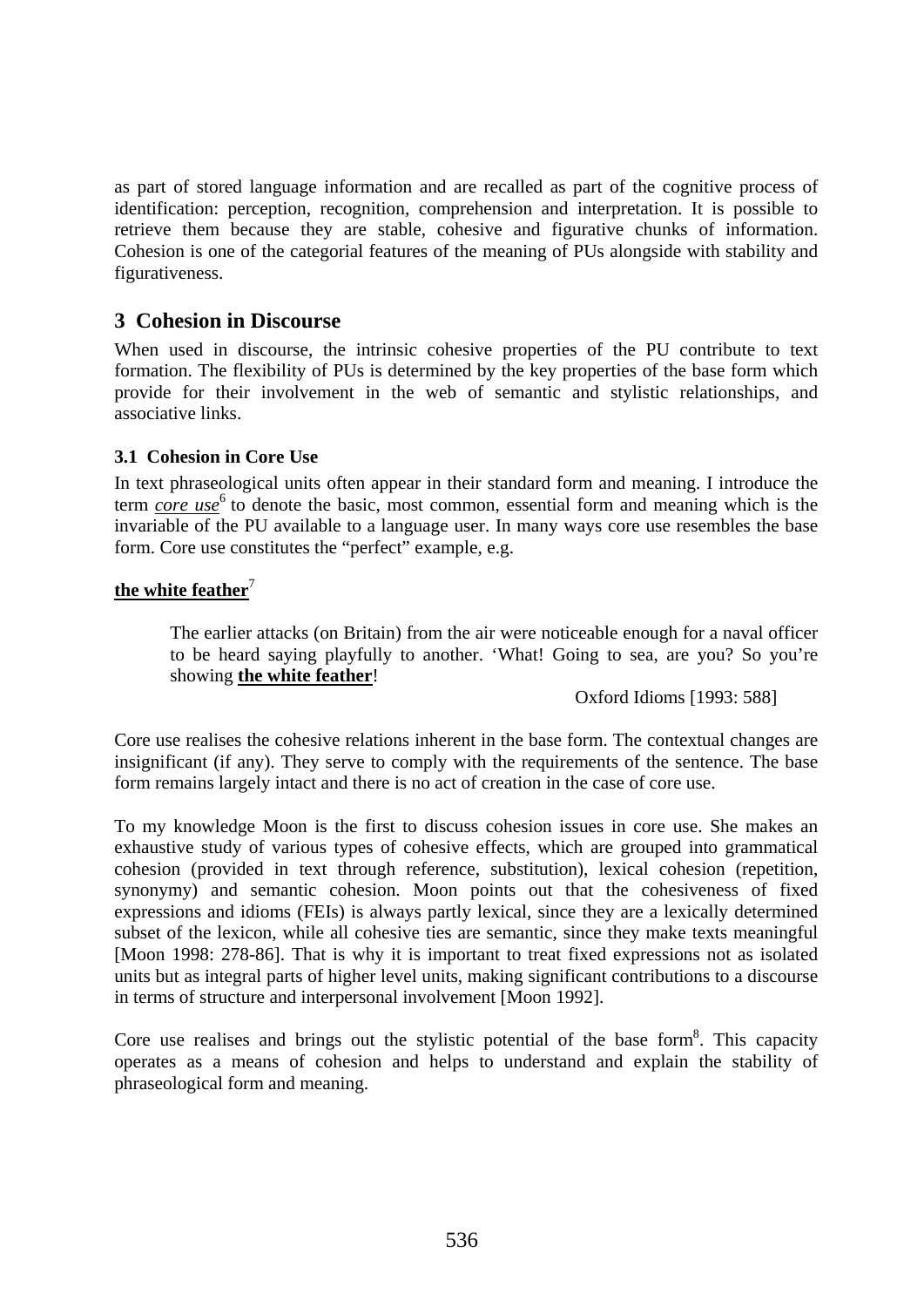as part of stored language information and are recalled as part of the cognitive process of identification: perception, recognition, comprehension and interpretation. It is possible to retrieve them because they are stable, cohesive and figurative chunks of information. Cohesion is one of the categorial features of the meaning of PUs alongside with stability and figurativeness.

## 3 Cohesion in Discourse

When used in discourse, the intrinsic cohesive properties of the PU contribute to text formation. The flexibility of PUs is determined by the key properties of the base form which provide for their involvement in the web of semantic and stylistic relationships, and associative links.

### 3.1 Cohesion in Core Use

In text phraseological units often appear in their standard form and meaning. I introduce the term ***core use***[6] to denote the basic, most common, essential form and meaning which is the invariable of the PU available to a language user. In many ways core use resembles the base form. Core use constitutes the "perfect" example, e.g.

**the white feather**[7]

> The earlier attacks (on Britain) from the air were noticeable enough for a naval officer to be heard saying playfully to another. 'What! Going to sea, are you? So you're showing **the white feather**!
>
> Oxford Idioms [1993: 588]

Core use realises the cohesive relations inherent in the base form. The contextual changes are insignificant (if any). They serve to comply with the requirements of the sentence. The base form remains largely intact and there is no act of creation in the case of core use.

To my knowledge Moon is the first to discuss cohesion issues in core use. She makes an exhaustive study of various types of cohesive effects, which are grouped into grammatical cohesion (provided in text through reference, substitution), lexical cohesion (repetition, synonymy) and semantic cohesion. Moon points out that the cohesiveness of fixed expressions and idioms (FEIs) is always partly lexical, since they are a lexically determined subset of the lexicon, while all cohesive ties are semantic, since they make texts meaningful [Moon 1998: 278-86]. That is why it is important to treat fixed expressions not as isolated units but as integral parts of higher level units, making significant contributions to a discourse in terms of structure and interpersonal involvement [Moon 1992].

Core use realises and brings out the stylistic potential of the base form[8]. This capacity operates as a means of cohesion and helps to understand and explain the stability of phraseological form and meaning.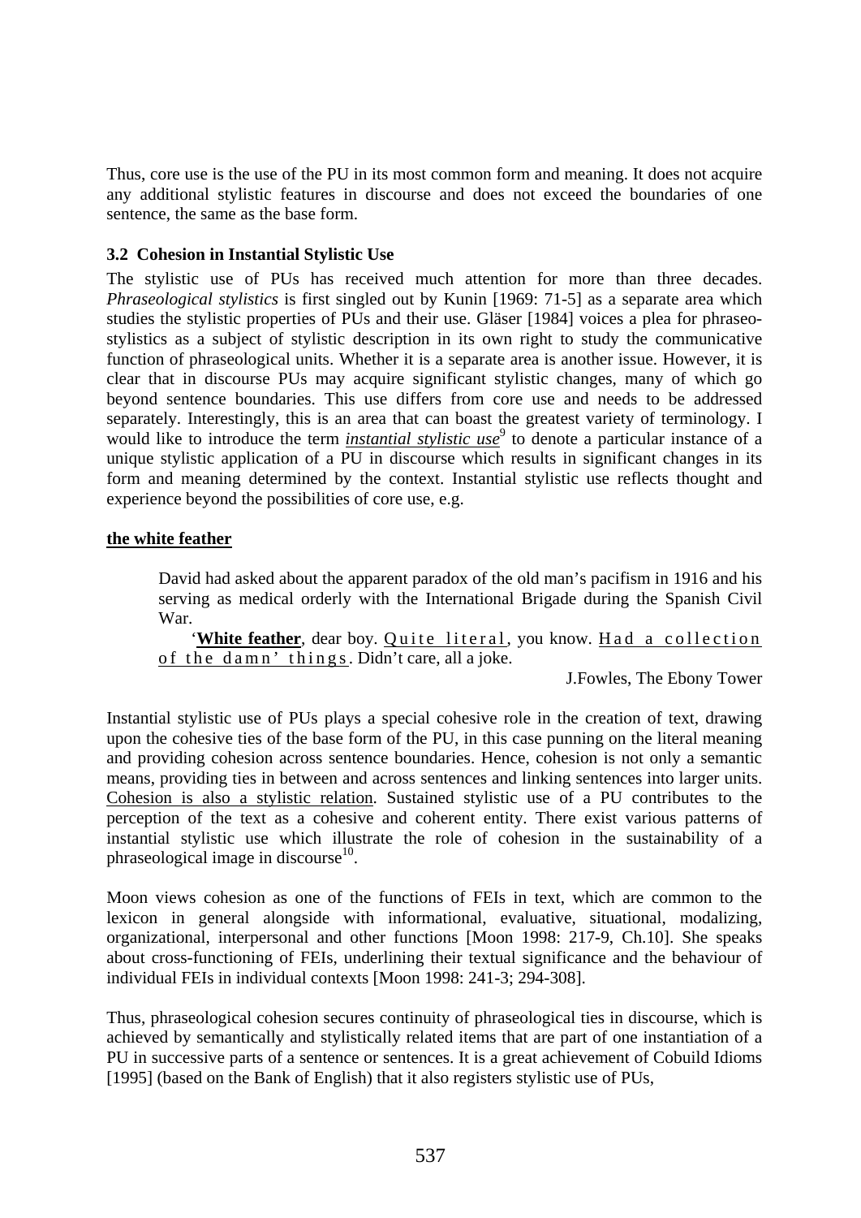Thus, core use is the use of the PU in its most common form and meaning. It does not acquire any additional stylistic features in discourse and does not exceed the boundaries of one sentence, the same as the base form.

### 3.2 Cohesion in Instantial Stylistic Use

The stylistic use of PUs has received much attention for more than three decades. *Phraseological stylistics* is first singled out by Kunin [1969: 71-5] as a separate area which studies the stylistic properties of PUs and their use. Gläser [1984] voices a plea for phraseo-stylistics as a subject of stylistic description in its own right to study the communicative function of phraseological units. Whether it is a separate area is another issue. However, it is clear that in discourse PUs may acquire significant stylistic changes, many of which go beyond sentence boundaries. This use differs from core use and needs to be addressed separately. Interestingly, this is an area that can boast the greatest variety of terminology. I would like to introduce the term ***instantial stylistic use***[9] to denote a particular instance of a unique stylistic application of a PU in discourse which results in significant changes in its form and meaning determined by the context. Instantial stylistic use reflects thought and experience beyond the possibilities of core use, e.g.

**the white feather**

> David had asked about the apparent paradox of the old man's pacifism in 1916 and his serving as medical orderly with the International Brigade during the Spanish Civil War.
>
> '**White feather**, dear boy. Quite literal, you know. Had a collection of the damn' things. Didn't care, all a joke.
>
> J.Fowles, The Ebony Tower

Instantial stylistic use of PUs plays a special cohesive role in the creation of text, drawing upon the cohesive ties of the base form of the PU, in this case punning on the literal meaning and providing cohesion across sentence boundaries. Hence, cohesion is not only a semantic means, providing ties in between and across sentences and linking sentences into larger units. Cohesion is also a stylistic relation. Sustained stylistic use of a PU contributes to the perception of the text as a cohesive and coherent entity. There exist various patterns of instantial stylistic use which illustrate the role of cohesion in the sustainability of a phraseological image in discourse[10].

Moon views cohesion as one of the functions of FEIs in text, which are common to the lexicon in general alongside with informational, evaluative, situational, modalizing, organizational, interpersonal and other functions [Moon 1998: 217-9, Ch.10]. She speaks about cross-functioning of FEIs, underlining their textual significance and the behaviour of individual FEIs in individual contexts [Moon 1998: 241-3; 294-308].

Thus, phraseological cohesion secures continuity of phraseological ties in discourse, which is achieved by semantically and stylistically related items that are part of one instantiation of a PU in successive parts of a sentence or sentences. It is a great achievement of Cobuild Idioms [1995] (based on the Bank of English) that it also registers stylistic use of PUs,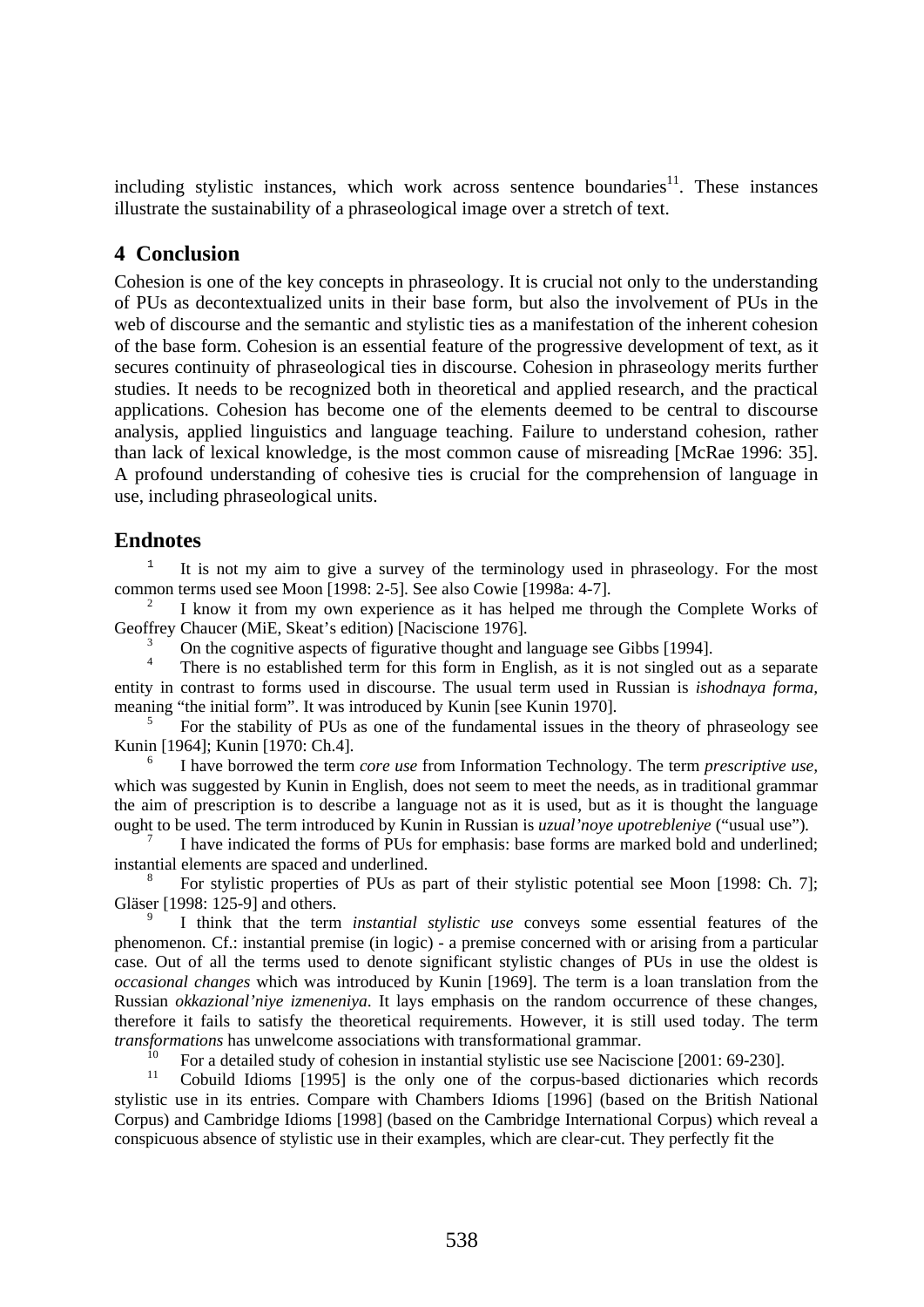including stylistic instances, which work across sentence boundaries[11]. These instances illustrate the sustainability of a phraseological image over a stretch of text.

## 4 Conclusion

Cohesion is one of the key concepts in phraseology. It is crucial not only to the understanding of PUs as decontextualized units in their base form, but also the involvement of PUs in the web of discourse and the semantic and stylistic ties as a manifestation of the inherent cohesion of the base form. Cohesion is an essential feature of the progressive development of text, as it secures continuity of phraseological ties in discourse. Cohesion in phraseology merits further studies. It needs to be recognized both in theoretical and applied research, and the practical applications. Cohesion has become one of the elements deemed to be central to discourse analysis, applied linguistics and language teaching. Failure to understand cohesion, rather than lack of lexical knowledge, is the most common cause of misreading [McRae 1996: 35]. A profound understanding of cohesive ties is crucial for the comprehension of language in use, including phraseological units.

## Endnotes

[1] It is not my aim to give a survey of the terminology used in phraseology. For the most common terms used see Moon [1998: 2-5]. See also Cowie [1998a: 4-7].

[2] I know it from my own experience as it has helped me through the Complete Works of Geoffrey Chaucer (MiE, Skeat's edition) [Naciscione 1976].

[3] On the cognitive aspects of figurative thought and language see Gibbs [1994].

[4] There is no established term for this form in English, as it is not singled out as a separate entity in contrast to forms used in discourse. The usual term used in Russian is *ishodnaya forma*, meaning "the initial form". It was introduced by Kunin [see Kunin 1970].

[5] For the stability of PUs as one of the fundamental issues in the theory of phraseology see Kunin [1964]; Kunin [1970: Ch.4].

[6] I have borrowed the term *core use* from Information Technology. The term *prescriptive use*, which was suggested by Kunin in English, does not seem to meet the needs, as in traditional grammar the aim of prescription is to describe a language not as it is used, but as it is thought the language ought to be used. The term introduced by Kunin in Russian is *uzual'noye upotrebleniye* ("usual use").

[7] I have indicated the forms of PUs for emphasis: base forms are marked bold and underlined; instantial elements are spaced and underlined.

[8] For stylistic properties of PUs as part of their stylistic potential see Moon [1998: Ch. 7]; Gläser [1998: 125-9] and others.

[9] I think that the term *instantial stylistic use* conveys some essential features of the phenomenon. Cf.: instantial premise (in logic) - a premise concerned with or arising from a particular case. Out of all the terms used to denote significant stylistic changes of PUs in use the oldest is *occasional changes* which was introduced by Kunin [1969]. The term is a loan translation from the Russian *okkazional'niye izmeneniya*. It lays emphasis on the random occurrence of these changes, therefore it fails to satisfy the theoretical requirements. However, it is still used today. The term *transformations* has unwelcome associations with transformational grammar.

[10] For a detailed study of cohesion in instantial stylistic use see Naciscione [2001: 69-230].

[11] Cobuild Idioms [1995] is the only one of the corpus-based dictionaries which records stylistic use in its entries. Compare with Chambers Idioms [1996] (based on the British National Corpus) and Cambridge Idioms [1998] (based on the Cambridge International Corpus) which reveal a conspicuous absence of stylistic use in their examples, which are clear-cut. They perfectly fit the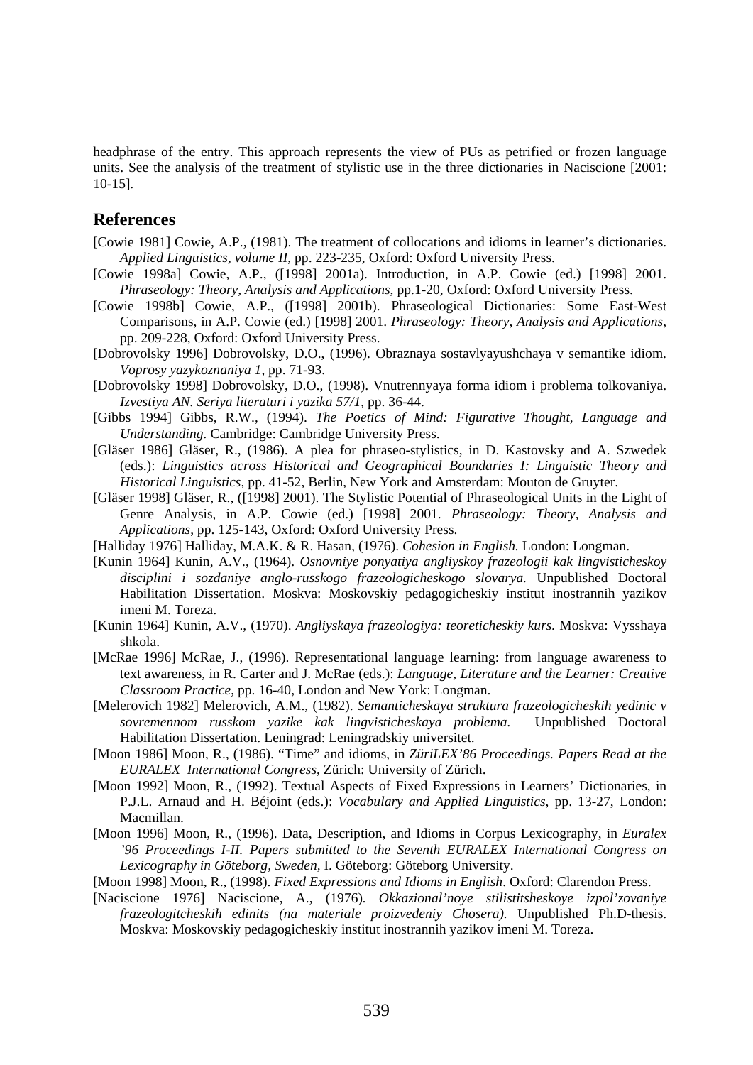headphrase of the entry. This approach represents the view of PUs as petrified or frozen language units. See the analysis of the treatment of stylistic use in the three dictionaries in Naciscione [2001: 10-15].

## References

[Cowie 1981] Cowie, A.P., (1981). The treatment of collocations and idioms in learner's dictionaries. *Applied Linguistics, volume II*, pp. 223-235, Oxford: Oxford University Press.

[Cowie 1998a] Cowie, A.P., ([1998] 2001a). Introduction, in A.P. Cowie (ed.) [1998] 2001. *Phraseology: Theory, Analysis and Applications*, pp.1-20, Oxford: Oxford University Press.

[Cowie 1998b] Cowie, A.P., ([1998] 2001b). Phraseological Dictionaries: Some East-West Comparisons, in A.P. Cowie (ed.) [1998] 2001. *Phraseology: Theory, Analysis and Applications*, pp. 209-228, Oxford: Oxford University Press.

[Dobrovolsky 1996] Dobrovolsky, D.O., (1996). Obraznaya sostavlyayushchaya v semantike idiom. *Voprosy yazykoznaniya 1*, pp. 71-93.

[Dobrovolsky 1998] Dobrovolsky, D.O., (1998). Vnutrennyaya forma idiom i problema tolkovaniya. *Izvestiya AN. Seriya literaturi i yazika 57/1*, pp. 36-44.

[Gibbs 1994] Gibbs, R.W., (1994). *The Poetics of Mind: Figurative Thought, Language and Understanding*. Cambridge: Cambridge University Press.

[Gläser 1986] Gläser, R., (1986). A plea for phraseo-stylistics, in D. Kastovsky and A. Szwedek (eds.): *Linguistics across Historical and Geographical Boundaries I: Linguistic Theory and Historical Linguistics*, pp. 41-52, Berlin, New York and Amsterdam: Mouton de Gruyter.

[Gläser 1998] Gläser, R., ([1998] 2001). The Stylistic Potential of Phraseological Units in the Light of Genre Analysis, in A.P. Cowie (ed.) [1998] 2001. *Phraseology: Theory, Analysis and Applications*, pp. 125-143, Oxford: Oxford University Press.

[Halliday 1976] Halliday, M.A.K. & R. Hasan, (1976). *Cohesion in English.* London: Longman.

[Kunin 1964] Kunin, A.V., (1964). *Osnovniye ponyatiya angliyskoy frazeologii kak lingvisticheskoy disciplini i sozdaniye anglo-russkogo frazeologicheskogo slovarya.* Unpublished Doctoral Habilitation Dissertation. Moskva: Moskovskiy pedagogicheskiy institut inostrannih yazikov imeni M. Toreza.

[Kunin 1964] Kunin, A.V., (1970). *Angliyskaya frazeologiya: teoreticheskiy kurs.* Moskva: Vysshaya shkola.

[McRae 1996] McRae, J., (1996). Representational language learning: from language awareness to text awareness, in R. Carter and J. McRae (eds.): *Language, Literature and the Learner: Creative Classroom Practice*, pp. 16-40, London and New York: Longman.

[Melerovich 1982] Melerovich, A.M., (1982). *Semanticheskaya struktura frazeologicheskih yedinic v sovremennom russkom yazike kak lingvisticheskaya problema.* Unpublished Doctoral Habilitation Dissertation. Leningrad: Leningradskiy universitet.

[Moon 1986] Moon, R., (1986). "Time" and idioms, in *ZüriLEX'86 Proceedings. Papers Read at the EURALEX International Congress*, Zürich: University of Zürich.

[Moon 1992] Moon, R., (1992). Textual Aspects of Fixed Expressions in Learners' Dictionaries, in P.J.L. Arnaud and H. Béjoint (eds.): *Vocabulary and Applied Linguistics*, pp. 13-27, London: Macmillan.

[Moon 1996] Moon, R., (1996). Data, Description, and Idioms in Corpus Lexicography, in *Euralex '96 Proceedings I-II. Papers submitted to the Seventh EURALEX International Congress on Lexicography in Göteborg, Sweden*, I. Göteborg: Göteborg University.

[Moon 1998] Moon, R., (1998). *Fixed Expressions and Idioms in English*. Oxford: Clarendon Press.

[Naciscione 1976] Naciscione, A., (1976). *Okkazional'noye stilistitsheskoye izpol'zovaniye frazeologitcheskih edinits (na materiale proizvedeniy Chosera).* Unpublished Ph.D-thesis. Moskva: Moskovskiy pedagogicheskiy institut inostrannih yazikov imeni M. Toreza.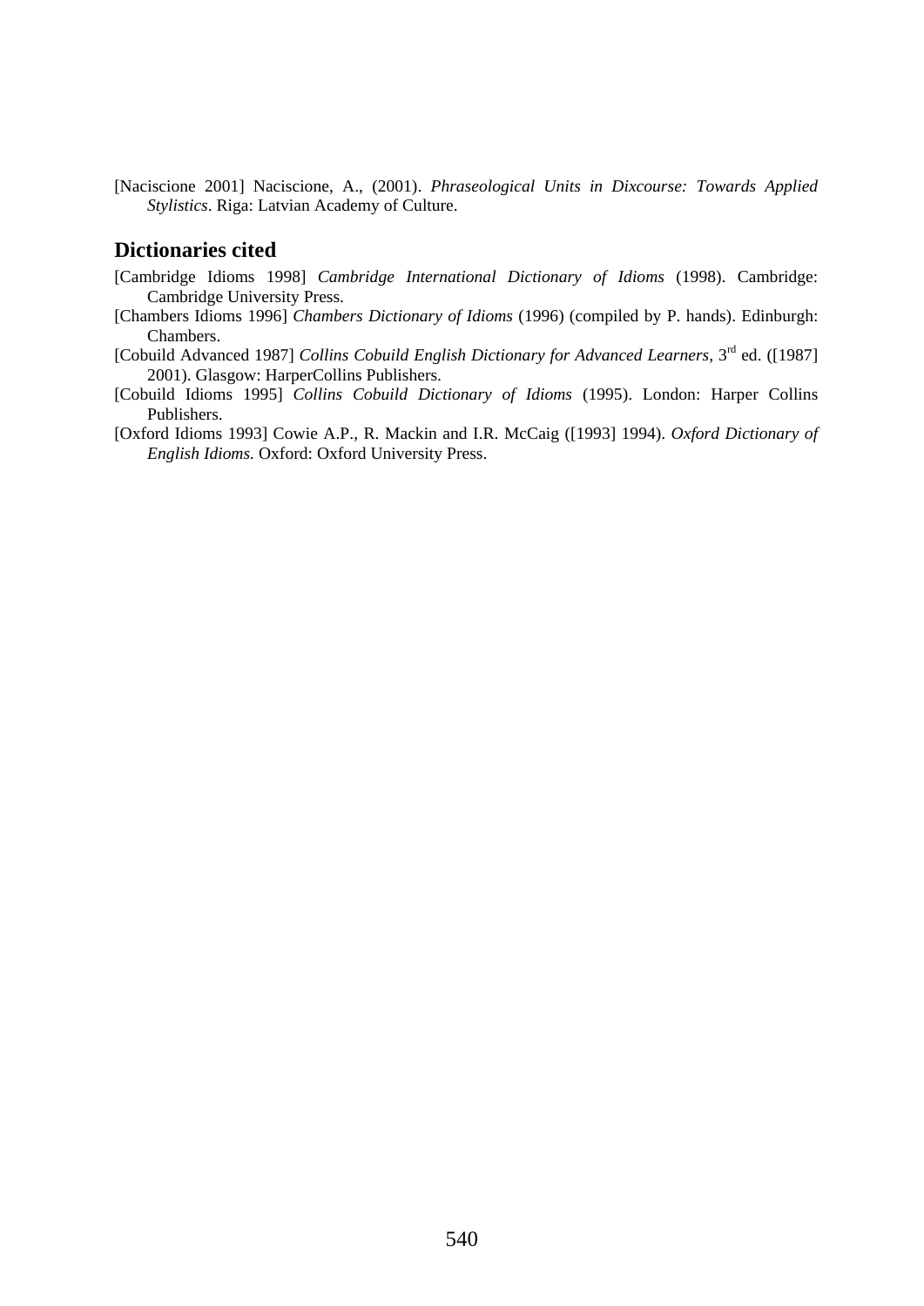[Naciscione 2001] Naciscione, A., (2001). *Phraseological Units in Dixcourse: Towards Applied Stylistics*. Riga: Latvian Academy of Culture.

## Dictionaries cited

[Cambridge Idioms 1998] *Cambridge International Dictionary of Idioms* (1998). Cambridge: Cambridge University Press.

[Chambers Idioms 1996] *Chambers Dictionary of Idioms* (1996) (compiled by P. hands). Edinburgh: Chambers.

[Cobuild Advanced 1987] *Collins Cobuild English Dictionary for Advanced Learners*, 3rd ed. ([1987] 2001). Glasgow: HarperCollins Publishers.

[Cobuild Idioms 1995] *Collins Cobuild Dictionary of Idioms* (1995). London: Harper Collins Publishers.

[Oxford Idioms 1993] Cowie A.P., R. Mackin and I.R. McCaig ([1993] 1994). *Oxford Dictionary of English Idioms.* Oxford: Oxford University Press.